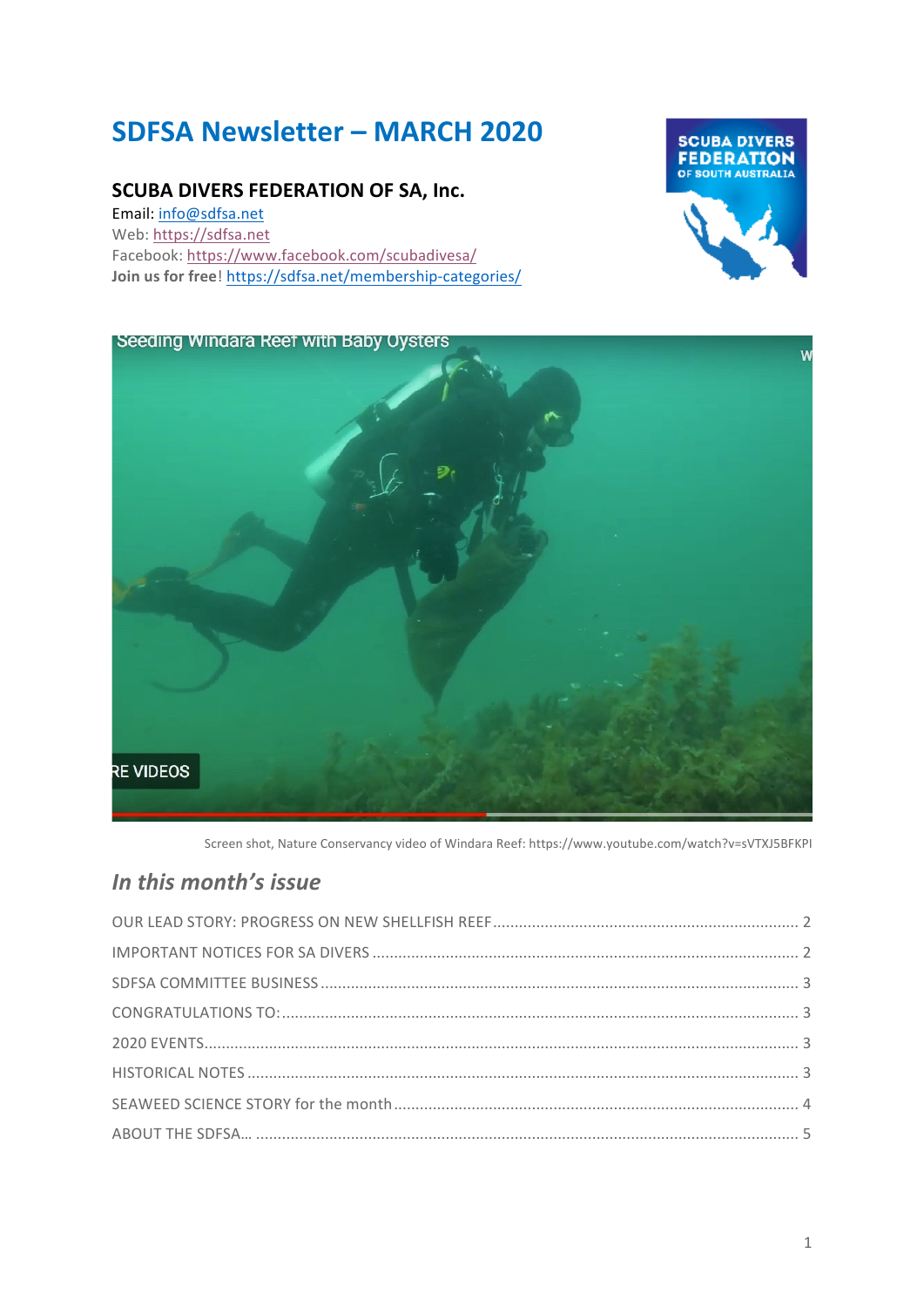# SDFSA Newsletter – MARCH 2020

## SCUBA DIVERS FEDERATION OF SA, Inc.

Email: info@sdfsa.net
Web: https://sdfsa.net
Facebook: https://www.facebook.com/scubadivesa/
**Join us for free**! https://sdfsa.net/membership-categories/

Screen shot, Nature Conservancy video of Windara Reef: https://www.youtube.com/watch?v=sVTXJ5BFKPI

## *In this month's issue*

OUR LEAD STORY: PROGRESS ON NEW SHELLFISH REEF ........ 2
IMPORTANT NOTICES FOR SA DIVERS ........ 2
SDFSA COMMITTEE BUSINESS ........ 3
CONGRATULATIONS TO: ........ 3
2020 EVENTS ........ 3
HISTORICAL NOTES ........ 3
SEAWEED SCIENCE STORY for the month ........ 4
ABOUT THE SDFSA… ........ 5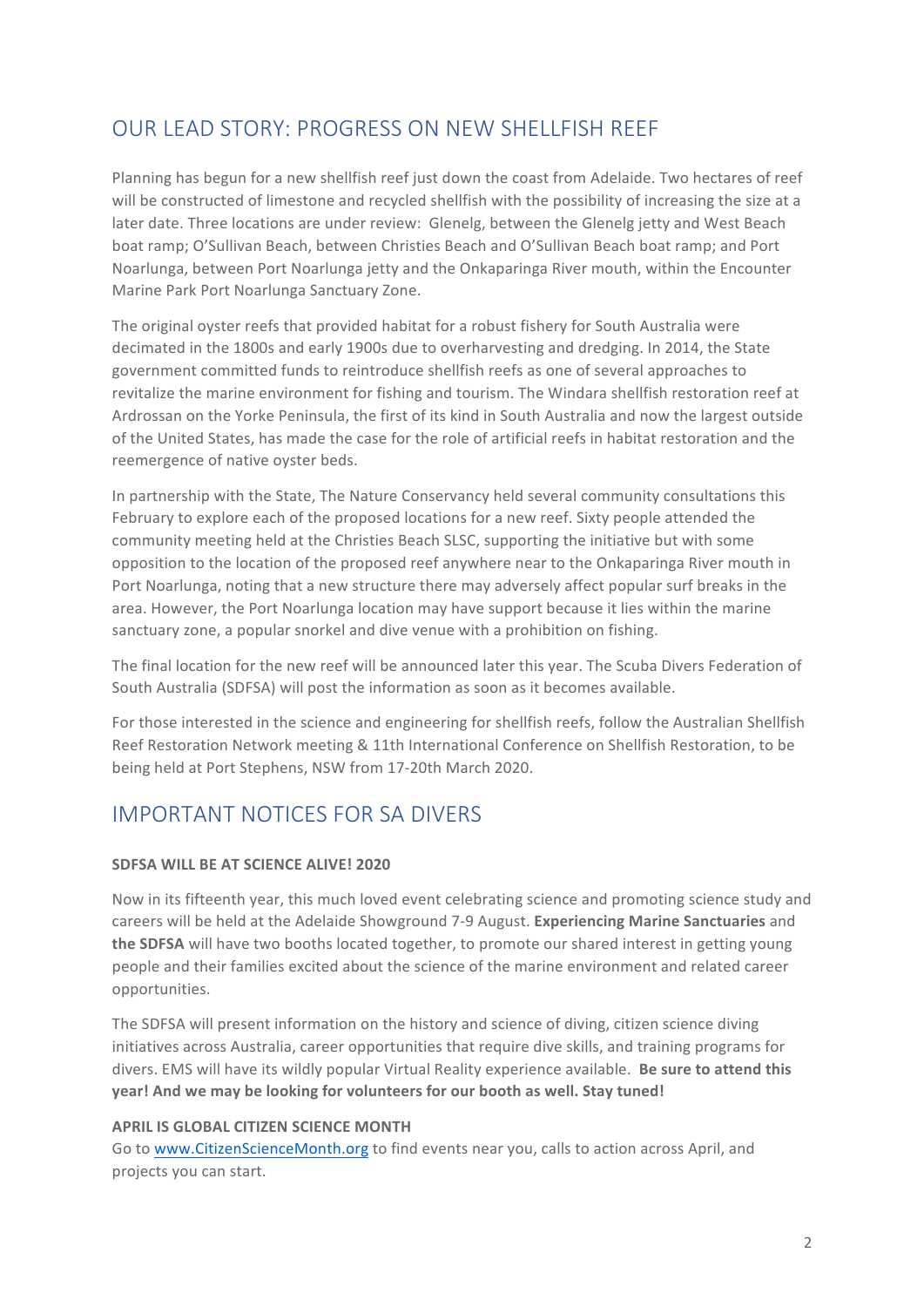## OUR LEAD STORY: PROGRESS ON NEW SHELLFISH REEF

Planning has begun for a new shellfish reef just down the coast from Adelaide. Two hectares of reef will be constructed of limestone and recycled shellfish with the possibility of increasing the size at a later date. Three locations are under review: Glenelg, between the Glenelg jetty and West Beach boat ramp; O'Sullivan Beach, between Christies Beach and O'Sullivan Beach boat ramp; and Port Noarlunga, between Port Noarlunga jetty and the Onkaparinga River mouth, within the Encounter Marine Park Port Noarlunga Sanctuary Zone.

The original oyster reefs that provided habitat for a robust fishery for South Australia were decimated in the 1800s and early 1900s due to overharvesting and dredging. In 2014, the State government committed funds to reintroduce shellfish reefs as one of several approaches to revitalize the marine environment for fishing and tourism. The Windara shellfish restoration reef at Ardrossan on the Yorke Peninsula, the first of its kind in South Australia and now the largest outside of the United States, has made the case for the role of artificial reefs in habitat restoration and the reemergence of native oyster beds.

In partnership with the State, The Nature Conservancy held several community consultations this February to explore each of the proposed locations for a new reef. Sixty people attended the community meeting held at the Christies Beach SLSC, supporting the initiative but with some opposition to the location of the proposed reef anywhere near to the Onkaparinga River mouth in Port Noarlunga, noting that a new structure there may adversely affect popular surf breaks in the area. However, the Port Noarlunga location may have support because it lies within the marine sanctuary zone, a popular snorkel and dive venue with a prohibition on fishing.

The final location for the new reef will be announced later this year. The Scuba Divers Federation of South Australia (SDFSA) will post the information as soon as it becomes available.

For those interested in the science and engineering for shellfish reefs, follow the Australian Shellfish Reef Restoration Network meeting & 11th International Conference on Shellfish Restoration, to be being held at Port Stephens, NSW from 17-20th March 2020.

## IMPORTANT NOTICES FOR SA DIVERS

**SDFSA WILL BE AT SCIENCE ALIVE! 2020**

Now in its fifteenth year, this much loved event celebrating science and promoting science study and careers will be held at the Adelaide Showground 7-9 August. **Experiencing Marine Sanctuaries** and **the SDFSA** will have two booths located together, to promote our shared interest in getting young people and their families excited about the science of the marine environment and related career opportunities.

The SDFSA will present information on the history and science of diving, citizen science diving initiatives across Australia, career opportunities that require dive skills, and training programs for divers. EMS will have its wildly popular Virtual Reality experience available. **Be sure to attend this year! And we may be looking for volunteers for our booth as well. Stay tuned!**

**APRIL IS GLOBAL CITIZEN SCIENCE MONTH**

Go to www.CitizenScienceMonth.org to find events near you, calls to action across April, and projects you can start.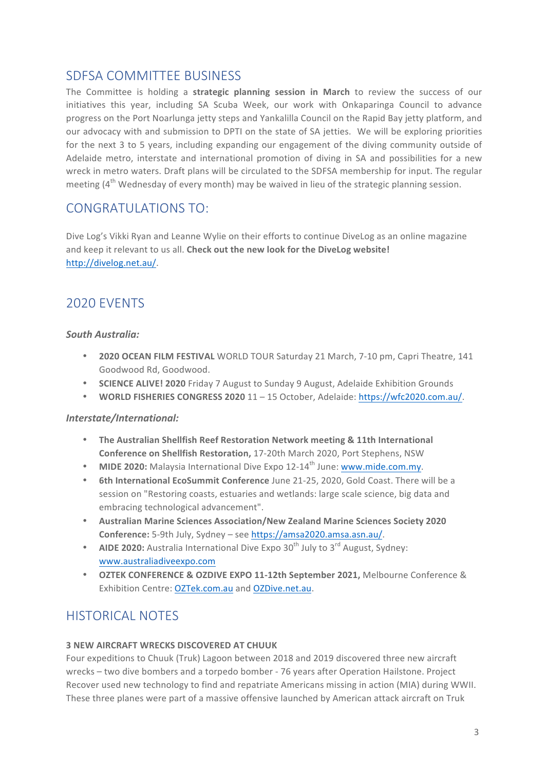## SDFSA COMMITTEE BUSINESS

The Committee is holding a **strategic planning session in March** to review the success of our initiatives this year, including SA Scuba Week, our work with Onkaparinga Council to advance progress on the Port Noarlunga jetty steps and Yankalilla Council on the Rapid Bay jetty platform, and our advocacy with and submission to DPTI on the state of SA jetties. We will be exploring priorities for the next 3 to 5 years, including expanding our engagement of the diving community outside of Adelaide metro, interstate and international promotion of diving in SA and possibilities for a new wreck in metro waters. Draft plans will be circulated to the SDFSA membership for input. The regular meeting (4th Wednesday of every month) may be waived in lieu of the strategic planning session.

## CONGRATULATIONS TO:

Dive Log's Vikki Ryan and Leanne Wylie on their efforts to continue DiveLog as an online magazine and keep it relevant to us all. **Check out the new look for the DiveLog website!** http://divelog.net.au/.

## 2020 EVENTS

### *South Australia:*

- **2020 OCEAN FILM FESTIVAL** WORLD TOUR Saturday 21 March, 7-10 pm, Capri Theatre, 141 Goodwood Rd, Goodwood.
- **SCIENCE ALIVE! 2020** Friday 7 August to Sunday 9 August, Adelaide Exhibition Grounds
- **WORLD FISHERIES CONGRESS 2020** 11 – 15 October, Adelaide: https://wfc2020.com.au/.

### *Interstate/International:*

- **The Australian Shellfish Reef Restoration Network meeting & 11th International Conference on Shellfish Restoration,** 17-20th March 2020, Port Stephens, NSW
- **MIDE 2020:** Malaysia International Dive Expo 12-14th June: www.mide.com.my.
- **6th International EcoSummit Conference** June 21-25, 2020, Gold Coast. There will be a session on "Restoring coasts, estuaries and wetlands: large scale science, big data and embracing technological advancement".
- **Australian Marine Sciences Association/New Zealand Marine Sciences Society 2020 Conference:** 5-9th July, Sydney – see https://amsa2020.amsa.asn.au/.
- **AIDE 2020:** Australia International Dive Expo 30th July to 3rd August, Sydney: www.australiadiveexpo.com
- **OZTEK CONFERENCE & OZDIVE EXPO 11-12th September 2021,** Melbourne Conference & Exhibition Centre: OZTek.com.au and OZDive.net.au.

## HISTORICAL NOTES

**3 NEW AIRCRAFT WRECKS DISCOVERED AT CHUUK**

Four expeditions to Chuuk (Truk) Lagoon between 2018 and 2019 discovered three new aircraft wrecks – two dive bombers and a torpedo bomber - 76 years after Operation Hailstone. Project Recover used new technology to find and repatriate Americans missing in action (MIA) during WWII. These three planes were part of a massive offensive launched by American attack aircraft on Truk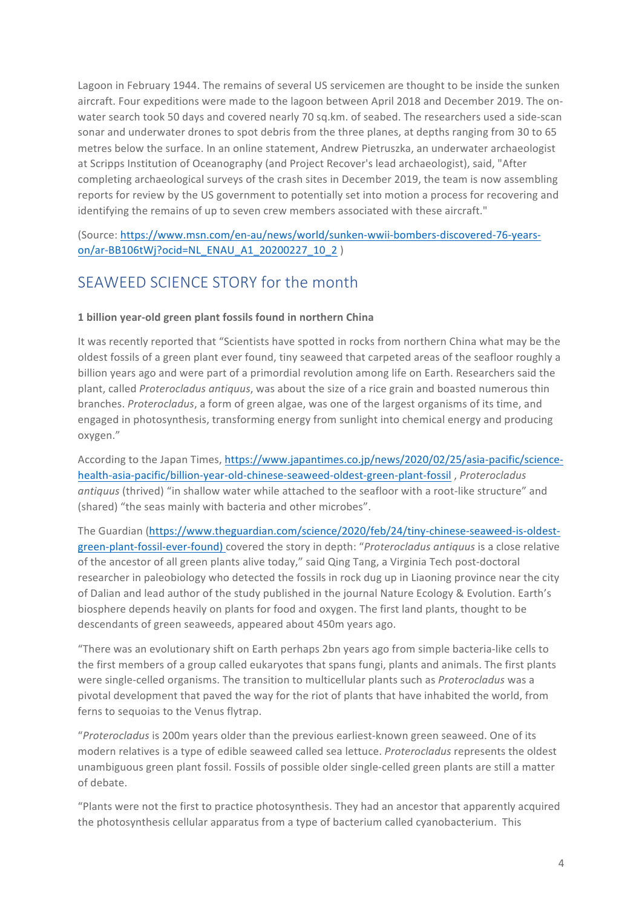Lagoon in February 1944. The remains of several US servicemen are thought to be inside the sunken aircraft. Four expeditions were made to the lagoon between April 2018 and December 2019. The on-water search took 50 days and covered nearly 70 sq.km. of seabed. The researchers used a side-scan sonar and underwater drones to spot debris from the three planes, at depths ranging from 30 to 65 metres below the surface. In an online statement, Andrew Pietruszka, an underwater archaeologist at Scripps Institution of Oceanography (and Project Recover's lead archaeologist), said, "After completing archaeological surveys of the crash sites in December 2019, the team is now assembling reports for review by the US government to potentially set into motion a process for recovering and identifying the remains of up to seven crew members associated with these aircraft."

(Source: [https://www.msn.com/en-au/news/world/sunken-wwii-bombers-discovered-76-years-on/ar-BB106tWj?ocid=NL_ENAU_A1_20200227_10_2](https://www.msn.com/en-au/news/world/sunken-wwii-bombers-discovered-76-years-on/ar-BB106tWj?ocid=NL_ENAU_A1_20200227_10_2) )

## SEAWEED SCIENCE STORY for the month

**1 billion year-old green plant fossils found in northern China**

It was recently reported that "Scientists have spotted in rocks from northern China what may be the oldest fossils of a green plant ever found, tiny seaweed that carpeted areas of the seafloor roughly a billion years ago and were part of a primordial revolution among life on Earth. Researchers said the plant, called *Proterocladus antiquus*, was about the size of a rice grain and boasted numerous thin branches. *Proterocladus*, a form of green algae, was one of the largest organisms of its time, and engaged in photosynthesis, transforming energy from sunlight into chemical energy and producing oxygen."

According to the Japan Times, [https://www.japantimes.co.jp/news/2020/02/25/asia-pacific/science-health-asia-pacific/billion-year-old-chinese-seaweed-oldest-green-plant-fossil](https://www.japantimes.co.jp/news/2020/02/25/asia-pacific/science-health-asia-pacific/billion-year-old-chinese-seaweed-oldest-green-plant-fossil) , *Proterocladus antiquus* (thrived) "in shallow water while attached to the seafloor with a root-like structure" and (shared) "the seas mainly with bacteria and other microbes".

The Guardian ([https://www.theguardian.com/science/2020/feb/24/tiny-chinese-seaweed-is-oldest-green-plant-fossil-ever-found)](https://www.theguardian.com/science/2020/feb/24/tiny-chinese-seaweed-is-oldest-green-plant-fossil-ever-found) covered the story in depth: "*Proterocladus antiquus* is a close relative of the ancestor of all green plants alive today," said Qing Tang, a Virginia Tech post-doctoral researcher in paleobiology who detected the fossils in rock dug up in Liaoning province near the city of Dalian and lead author of the study published in the journal Nature Ecology & Evolution. Earth's biosphere depends heavily on plants for food and oxygen. The first land plants, thought to be descendants of green seaweeds, appeared about 450m years ago.

"There was an evolutionary shift on Earth perhaps 2bn years ago from simple bacteria-like cells to the first members of a group called eukaryotes that spans fungi, plants and animals. The first plants were single-celled organisms. The transition to multicellular plants such as *Proterocladus* was a pivotal development that paved the way for the riot of plants that have inhabited the world, from ferns to sequoias to the Venus flytrap.

"*Proterocladus* is 200m years older than the previous earliest-known green seaweed. One of its modern relatives is a type of edible seaweed called sea lettuce. *Proterocladus* represents the oldest unambiguous green plant fossil. Fossils of possible older single-celled green plants are still a matter of debate.

"Plants were not the first to practice photosynthesis. They had an ancestor that apparently acquired the photosynthesis cellular apparatus from a type of bacterium called cyanobacterium. This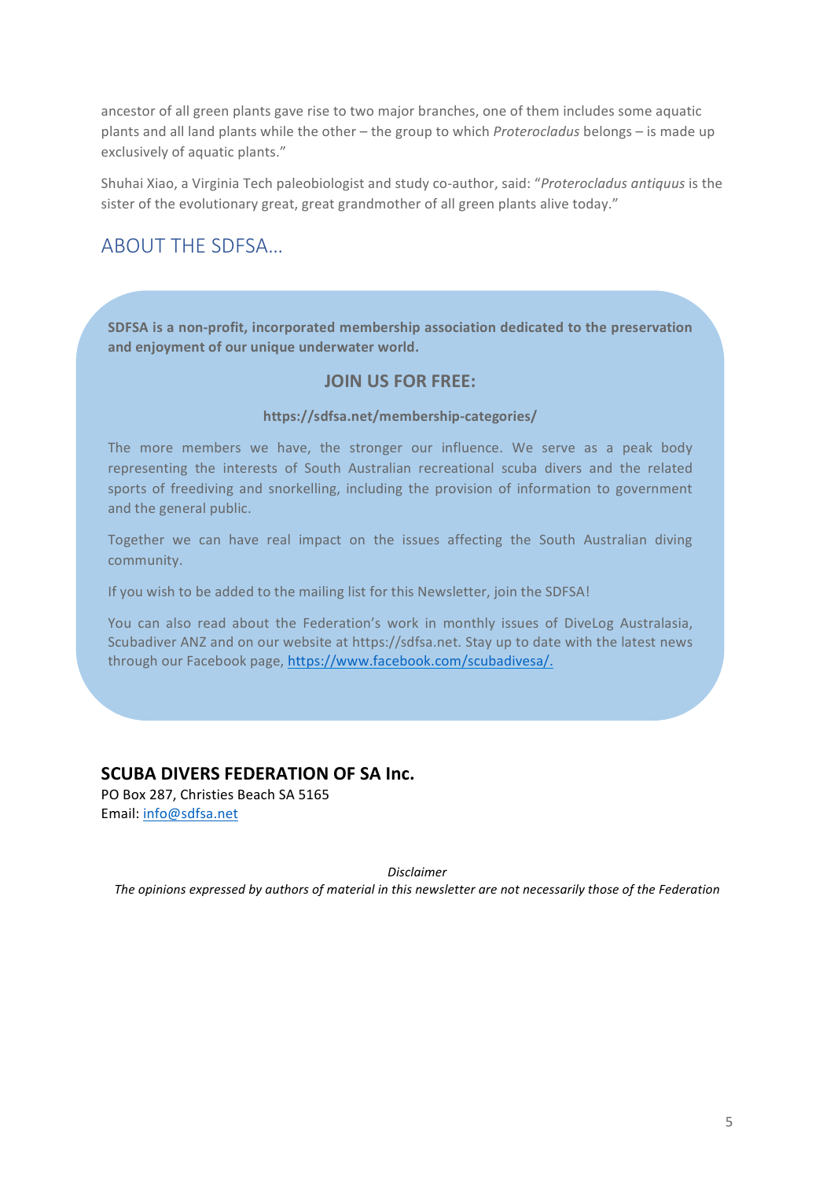ancestor of all green plants gave rise to two major branches, one of them includes some aquatic plants and all land plants while the other – the group to which *Proterocladus* belongs – is made up exclusively of aquatic plants."

Shuhai Xiao, a Virginia Tech paleobiologist and study co-author, said: "*Proterocladus antiquus* is the sister of the evolutionary great, great grandmother of all green plants alive today."

## ABOUT THE SDFSA…

**SDFSA is a non-profit, incorporated membership association dedicated to the preservation and enjoyment of our unique underwater world.**

### JOIN US FOR FREE:

**https://sdfsa.net/membership-categories/**

The more members we have, the stronger our influence. We serve as a peak body representing the interests of South Australian recreational scuba divers and the related sports of freediving and snorkelling, including the provision of information to government and the general public.

Together we can have real impact on the issues affecting the South Australian diving community.

If you wish to be added to the mailing list for this Newsletter, join the SDFSA!

You can also read about the Federation's work in monthly issues of DiveLog Australasia, Scubadiver ANZ and on our website at https://sdfsa.net. Stay up to date with the latest news through our Facebook page, https://www.facebook.com/scubadivesa/.

**SCUBA DIVERS FEDERATION OF SA Inc.**
PO Box 287, Christies Beach SA 5165
Email: info@sdfsa.net

*Disclaimer*
*The opinions expressed by authors of material in this newsletter are not necessarily those of the Federation*